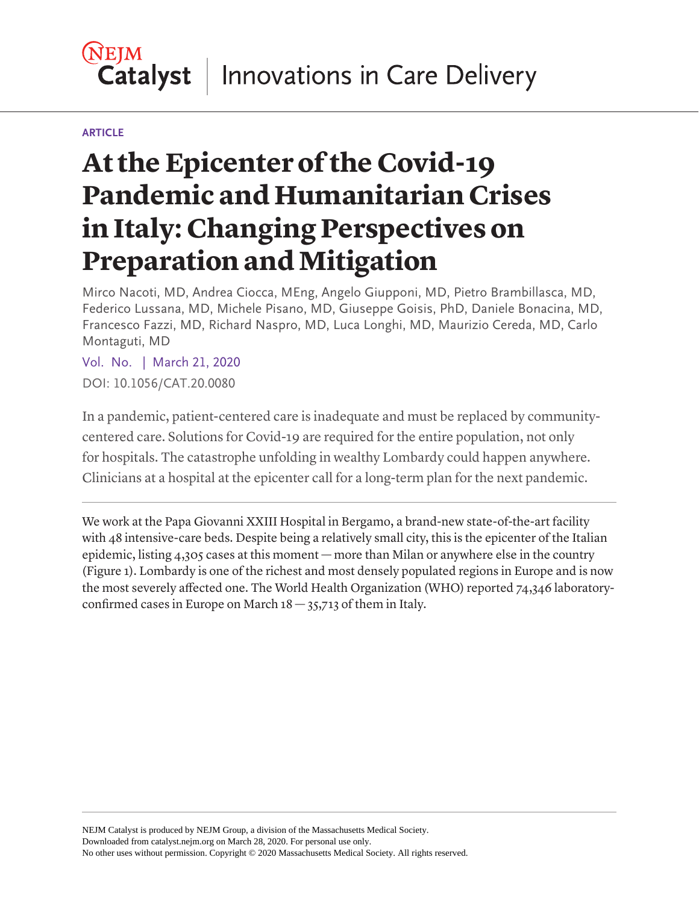NEJM Catalyst | Innovations in Care Delivery

ARTICLE

# At the Epicenter of the Covid-19 Pandemic and Humanitarian Crises in Italy: Changing Perspectives on Preparation and Mitigation

Mirco Nacoti, MD, Andrea Ciocca, MEng, Angelo Giupponi, MD, Pietro Brambillasca, MD, Federico Lussana, MD, Michele Pisano, MD, Giuseppe Goisis, PhD, Daniele Bonacina, MD, Francesco Fazzi, MD, Richard Naspro, MD, Luca Longhi, MD, Maurizio Cereda, MD, Carlo Montaguti, MD

Vol. No. | March 21, 2020

DOI: 10.1056/CAT.20.0080

In a pandemic, patient-centered care is inadequate and must be replaced by community-centered care. Solutions for Covid-19 are required for the entire population, not only for hospitals. The catastrophe unfolding in wealthy Lombardy could happen anywhere. Clinicians at a hospital at the epicenter call for a long-term plan for the next pandemic.

---

We work at the Papa Giovanni XXIII Hospital in Bergamo, a brand-new state-of-the-art facility with 48 intensive-care beds. Despite being a relatively small city, this is the epicenter of the Italian epidemic, listing 4,305 cases at this moment — more than Milan or anywhere else in the country (Figure 1). Lombardy is one of the richest and most densely populated regions in Europe and is now the most severely affected one. The World Health Organization (WHO) reported 74,346 laboratory-confirmed cases in Europe on March 18 — 35,713 of them in Italy.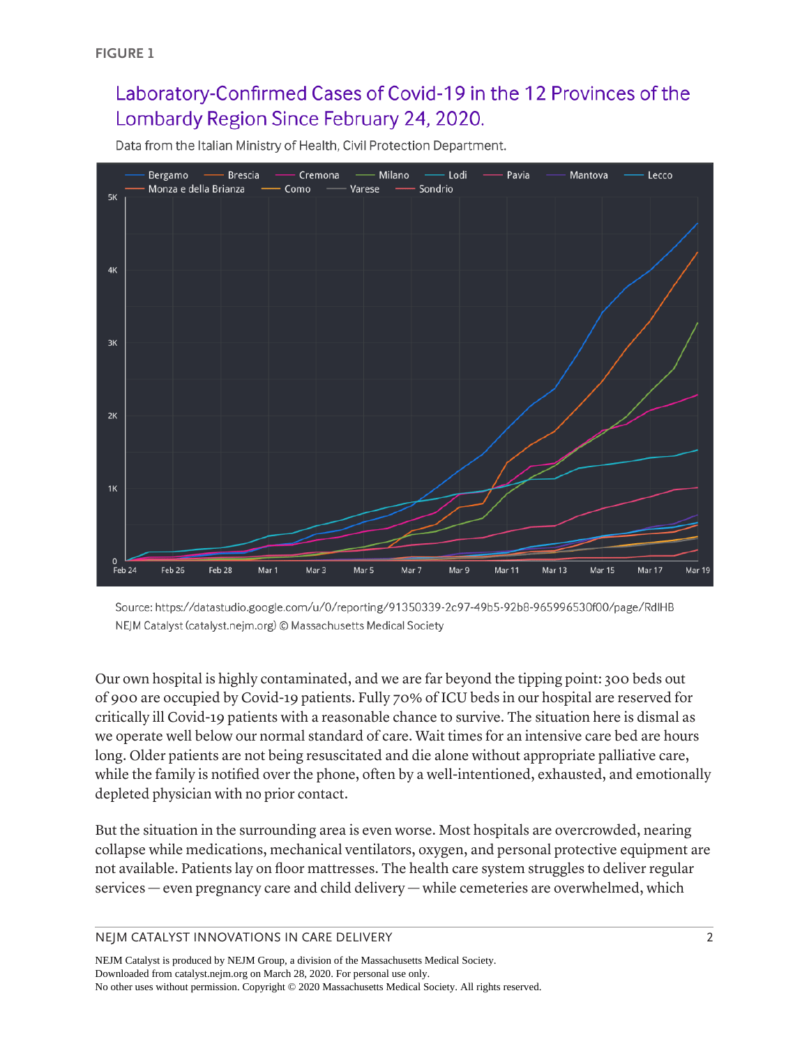FIGURE 1

## Laboratory-Confirmed Cases of Covid-19 in the 12 Provinces of the Lombardy Region Since February 24, 2020.

Data from the Italian Ministry of Health, Civil Protection Department.

Source: https://datastudio.google.com/u/0/reporting/91350339-2c97-49b5-92b8-965996530f00/page/RdlHB
NEJM Catalyst (catalyst.nejm.org) © Massachusetts Medical Society

Our own hospital is highly contaminated, and we are far beyond the tipping point: 300 beds out of 900 are occupied by Covid-19 patients. Fully 70% of ICU beds in our hospital are reserved for critically ill Covid-19 patients with a reasonable chance to survive. The situation here is dismal as we operate well below our normal standard of care. Wait times for an intensive care bed are hours long. Older patients are not being resuscitated and die alone without appropriate palliative care, while the family is notified over the phone, often by a well-intentioned, exhausted, and emotionally depleted physician with no prior contact.

But the situation in the surrounding area is even worse. Most hospitals are overcrowded, nearing collapse while medications, mechanical ventilators, oxygen, and personal protective equipment are not available. Patients lay on floor mattresses. The health care system struggles to deliver regular services — even pregnancy care and child delivery — while cemeteries are overwhelmed, which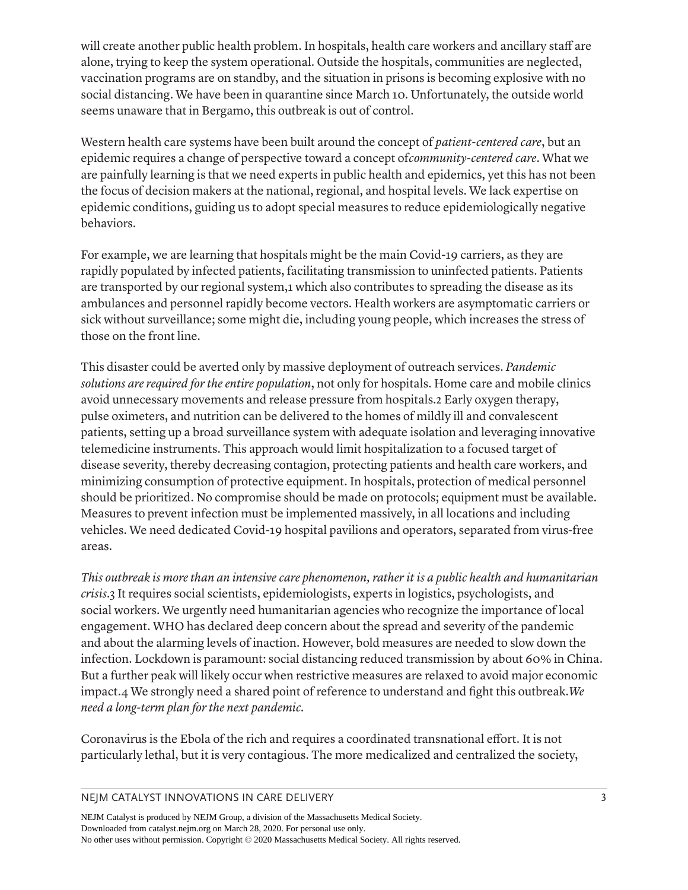will create another public health problem. In hospitals, health care workers and ancillary staff are alone, trying to keep the system operational. Outside the hospitals, communities are neglected, vaccination programs are on standby, and the situation in prisons is becoming explosive with no social distancing. We have been in quarantine since March 10. Unfortunately, the outside world seems unaware that in Bergamo, this outbreak is out of control.

Western health care systems have been built around the concept of *patient-centered care*, but an epidemic requires a change of perspective toward a concept of*community-centered care*. What we are painfully learning is that we need experts in public health and epidemics, yet this has not been the focus of decision makers at the national, regional, and hospital levels. We lack expertise on epidemic conditions, guiding us to adopt special measures to reduce epidemiologically negative behaviors.

For example, we are learning that hospitals might be the main Covid-19 carriers, as they are rapidly populated by infected patients, facilitating transmission to uninfected patients. Patients are transported by our regional system,[1] which also contributes to spreading the disease as its ambulances and personnel rapidly become vectors. Health workers are asymptomatic carriers or sick without surveillance; some might die, including young people, which increases the stress of those on the front line.

This disaster could be averted only by massive deployment of outreach services. *Pandemic solutions are required for the entire population*, not only for hospitals. Home care and mobile clinics avoid unnecessary movements and release pressure from hospitals.[2] Early oxygen therapy, pulse oximeters, and nutrition can be delivered to the homes of mildly ill and convalescent patients, setting up a broad surveillance system with adequate isolation and leveraging innovative telemedicine instruments. This approach would limit hospitalization to a focused target of disease severity, thereby decreasing contagion, protecting patients and health care workers, and minimizing consumption of protective equipment. In hospitals, protection of medical personnel should be prioritized. No compromise should be made on protocols; equipment must be available. Measures to prevent infection must be implemented massively, in all locations and including vehicles. We need dedicated Covid-19 hospital pavilions and operators, separated from virus-free areas.

*This outbreak is more than an intensive care phenomenon, rather it is a public health and humanitarian crisis*.[3] It requires social scientists, epidemiologists, experts in logistics, psychologists, and social workers. We urgently need humanitarian agencies who recognize the importance of local engagement. WHO has declared deep concern about the spread and severity of the pandemic and about the alarming levels of inaction. However, bold measures are needed to slow down the infection. Lockdown is paramount: social distancing reduced transmission by about 60% in China. But a further peak will likely occur when restrictive measures are relaxed to avoid major economic impact.[4] We strongly need a shared point of reference to understand and fight this outbreak.*We need a long-term plan for the next pandemic*.

Coronavirus is the Ebola of the rich and requires a coordinated transnational effort. It is not particularly lethal, but it is very contagious. The more medicalized and centralized the society,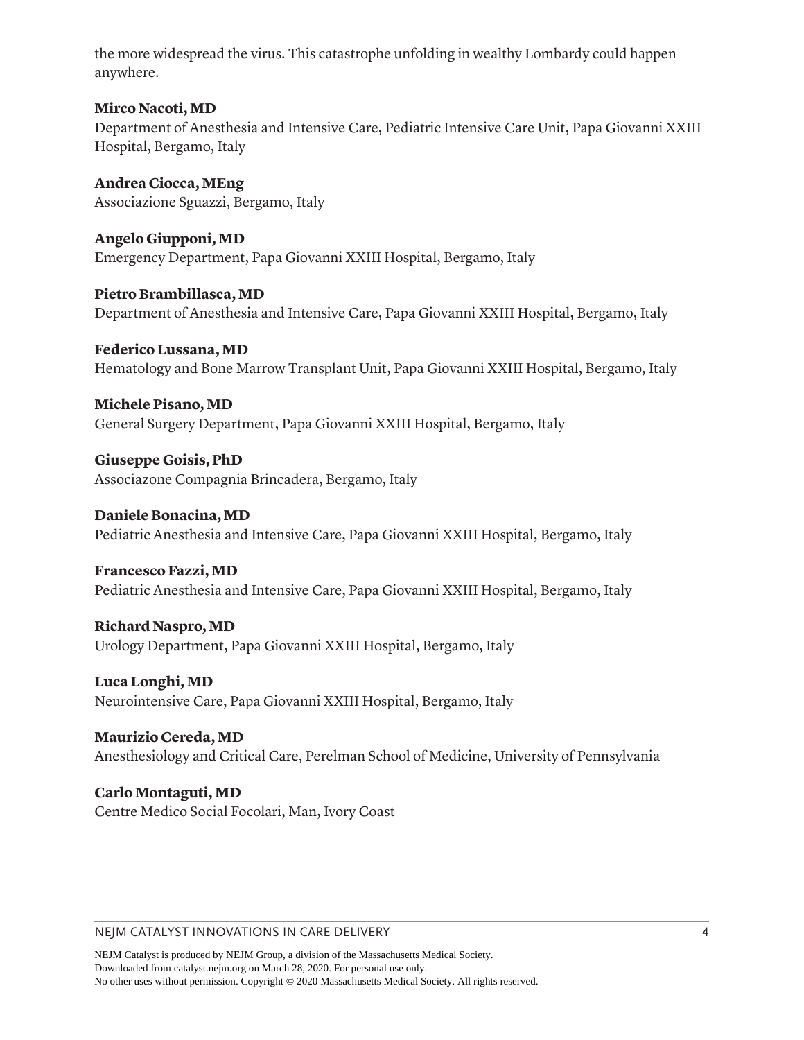the more widespread the virus. This catastrophe unfolding in wealthy Lombardy could happen anywhere.

**Mirco Nacoti, MD**
Department of Anesthesia and Intensive Care, Pediatric Intensive Care Unit, Papa Giovanni XXIII Hospital, Bergamo, Italy

**Andrea Ciocca, MEng**
Associazione Sguazzi, Bergamo, Italy

**Angelo Giupponi, MD**
Emergency Department, Papa Giovanni XXIII Hospital, Bergamo, Italy

**Pietro Brambillasca, MD**
Department of Anesthesia and Intensive Care, Papa Giovanni XXIII Hospital, Bergamo, Italy

**Federico Lussana, MD**
Hematology and Bone Marrow Transplant Unit, Papa Giovanni XXIII Hospital, Bergamo, Italy

**Michele Pisano, MD**
General Surgery Department, Papa Giovanni XXIII Hospital, Bergamo, Italy

**Giuseppe Goisis, PhD**
Associazone Compagnia Brincadera, Bergamo, Italy

**Daniele Bonacina, MD**
Pediatric Anesthesia and Intensive Care, Papa Giovanni XXIII Hospital, Bergamo, Italy

**Francesco Fazzi, MD**
Pediatric Anesthesia and Intensive Care, Papa Giovanni XXIII Hospital, Bergamo, Italy

**Richard Naspro, MD**
Urology Department, Papa Giovanni XXIII Hospital, Bergamo, Italy

**Luca Longhi, MD**
Neurointensive Care, Papa Giovanni XXIII Hospital, Bergamo, Italy

**Maurizio Cereda, MD**
Anesthesiology and Critical Care, Perelman School of Medicine, University of Pennsylvania

**Carlo Montaguti, MD**
Centre Medico Social Focolari, Man, Ivory Coast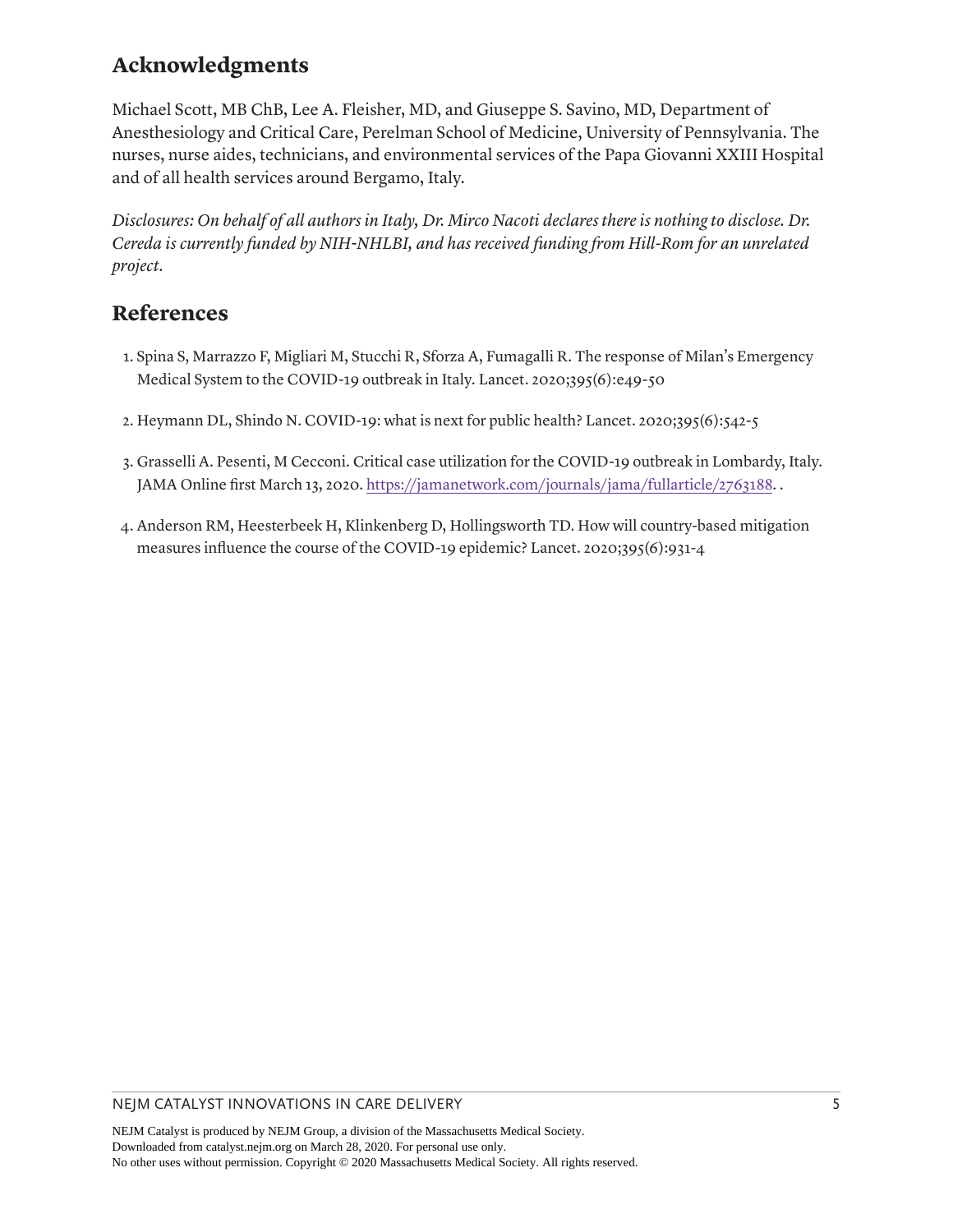## Acknowledgments

Michael Scott, MB ChB, Lee A. Fleisher, MD, and Giuseppe S. Savino, MD, Department of Anesthesiology and Critical Care, Perelman School of Medicine, University of Pennsylvania. The nurses, nurse aides, technicians, and environmental services of the Papa Giovanni XXIII Hospital and of all health services around Bergamo, Italy.

*Disclosures: On behalf of all authors in Italy, Dr. Mirco Nacoti declares there is nothing to disclose. Dr. Cereda is currently funded by NIH-NHLBI, and has received funding from Hill-Rom for an unrelated project.*

## References

1. Spina S, Marrazzo F, Migliari M, Stucchi R, Sforza A, Fumagalli R. The response of Milan's Emergency Medical System to the COVID-19 outbreak in Italy. Lancet. 2020;395(6):e49-50
2. Heymann DL, Shindo N. COVID-19: what is next for public health? Lancet. 2020;395(6):542-5
3. Grasselli A. Pesenti, M Cecconi. Critical case utilization for the COVID-19 outbreak in Lombardy, Italy. JAMA Online first March 13, 2020. https://jamanetwork.com/journals/jama/fullarticle/2763188. .
4. Anderson RM, Heesterbeek H, Klinkenberg D, Hollingsworth TD. How will country-based mitigation measures influence the course of the COVID-19 epidemic? Lancet. 2020;395(6):931-4